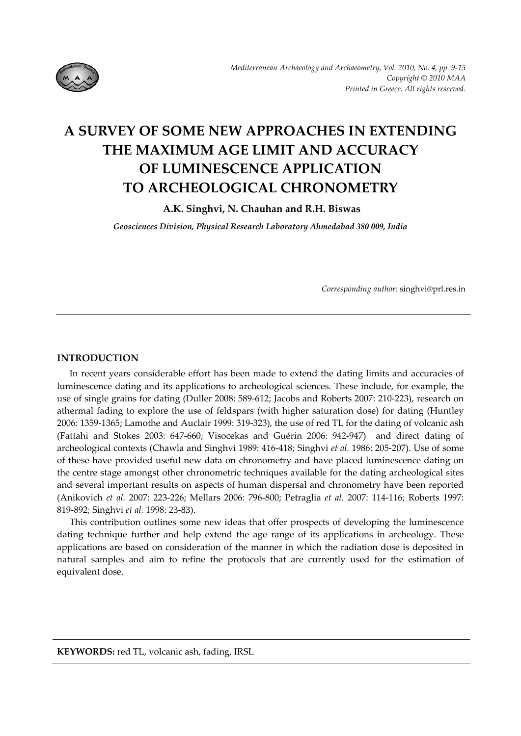# A SURVEY OF SOME NEW APPROACHES IN EXTENDING THE MAXIMUM AGE LIMIT AND ACCURACY OF LUMINESCENCE APPLICATION TO ARCHEOLOGICAL CHRONOMETRY

**A.K. Singhvi, N. Chauhan and R.H. Biswas**

***Geosciences Division, Physical Research Laboratory Ahmedabad 380 009, India***

*Corresponding author:* singhvi@prl.res.in

## INTRODUCTION

In recent years considerable effort has been made to extend the dating limits and accuracies of luminescence dating and its applications to archeological sciences. These include, for example, the use of single grains for dating (Duller 2008: 589-612; Jacobs and Roberts 2007: 210-223), research on athermal fading to explore the use of feldspars (with higher saturation dose) for dating (Huntley 2006: 1359-1365; Lamothe and Auclair 1999: 319-323), the use of red TL for the dating of volcanic ash (Fattahi and Stokes 2003: 647-660; Visocekas and Guérin 2006: 942-947) and direct dating of archeological contexts (Chawla and Singhvi 1989: 416-418; Singhvi *et al.* 1986: 205-207). Use of some of these have provided useful new data on chronometry and have placed luminescence dating on the centre stage amongst other chronometric techniques available for the dating archeological sites and several important results on aspects of human dispersal and chronometry have been reported (Anikovich *et al.* 2007: 223-226; Mellars 2006: 796-800; Petraglia *et al.* 2007: 114-116; Roberts 1997: 819-892; Singhvi *et al.* 1998: 23-83).

This contribution outlines some new ideas that offer prospects of developing the luminescence dating technique further and help extend the age range of its applications in archeology. These applications are based on consideration of the manner in which the radiation dose is deposited in natural samples and aim to refine the protocols that are currently used for the estimation of equivalent dose.

**KEYWORDS:** red TL, volcanic ash, fading, IRSL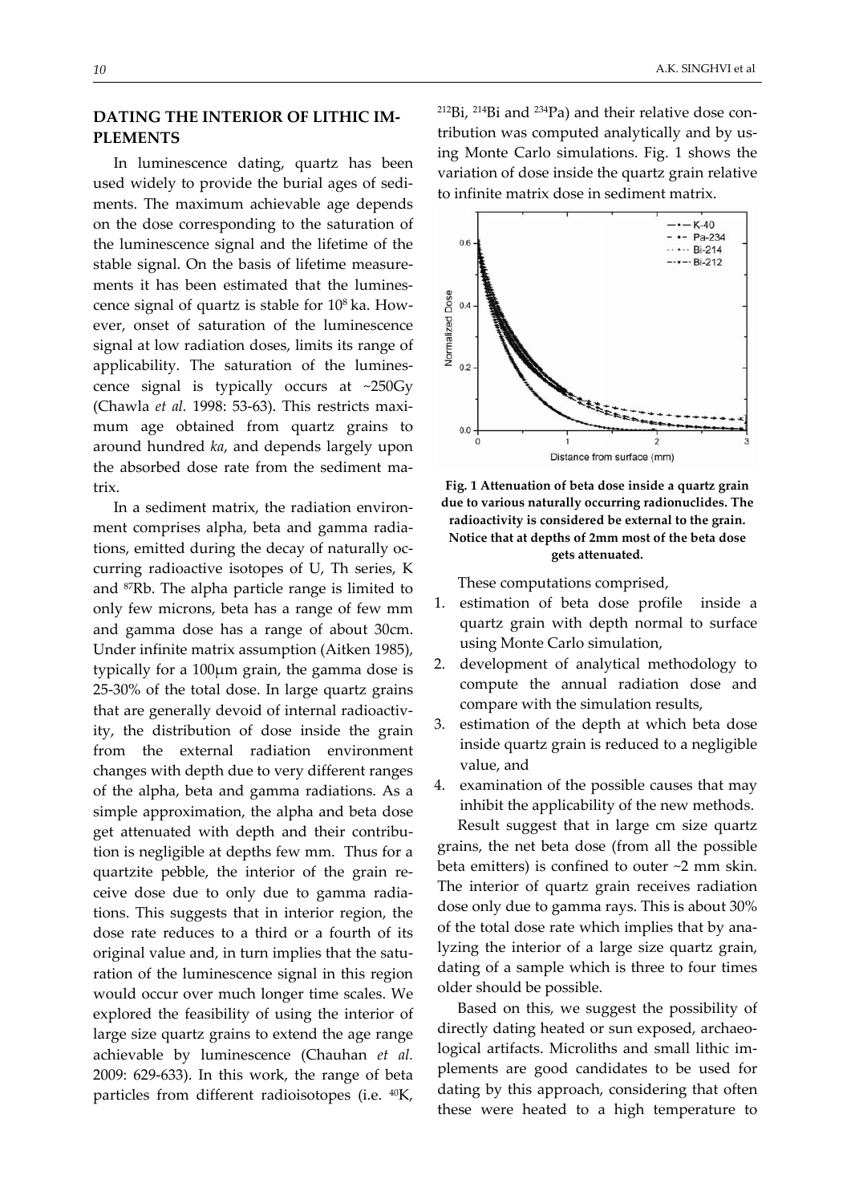## DATING THE INTERIOR OF LITHIC IMPLEMENTS

In luminescence dating, quartz has been used widely to provide the burial ages of sediments. The maximum achievable age depends on the dose corresponding to the saturation of the luminescence signal and the lifetime of the stable signal. On the basis of lifetime measurements it has been estimated that the luminescence signal of quartz is stable for $10^8$ ka. However, onset of saturation of the luminescence signal at low radiation doses, limits its range of applicability. The saturation of the luminescence signal is typically occurs at ~250Gy (Chawla *et al.* 1998: 53-63). This restricts maximum age obtained from quartz grains to around hundred *ka*, and depends largely upon the absorbed dose rate from the sediment matrix.

In a sediment matrix, the radiation environment comprises alpha, beta and gamma radiations, emitted during the decay of naturally occurring radioactive isotopes of U, Th series, K and $^{87}$Rb. The alpha particle range is limited to only few microns, beta has a range of few mm and gamma dose has a range of about 30cm. Under infinite matrix assumption (Aitken 1985), typically for a 100μm grain, the gamma dose is 25-30% of the total dose. In large quartz grains that are generally devoid of internal radioactivity, the distribution of dose inside the grain from the external radiation environment changes with depth due to very different ranges of the alpha, beta and gamma radiations. As a simple approximation, the alpha and beta dose get attenuated with depth and their contribution is negligible at depths few mm. Thus for a quartzite pebble, the interior of the grain receive dose due to only due to gamma radiations. This suggests that in interior region, the dose rate reduces to a third or a fourth of its original value and, in turn implies that the saturation of the luminescence signal in this region would occur over much longer time scales. We explored the feasibility of using the interior of large size quartz grains to extend the age range achievable by luminescence (Chauhan *et al.* 2009: 629-633). In this work, the range of beta particles from different radioisotopes (i.e. $^{40}$K, $^{212}$Bi, $^{214}$Bi and $^{234}$Pa) and their relative dose contribution was computed analytically and by using Monte Carlo simulations. Fig. 1 shows the variation of dose inside the quartz grain relative to infinite matrix dose in sediment matrix.

**Fig. 1 Attenuation of beta dose inside a quartz grain due to various naturally occurring radionuclides. The radioactivity is considered be external to the grain. Notice that at depths of 2mm most of the beta dose gets attenuated.**

These computations comprised,

1. estimation of beta dose profile inside a quartz grain with depth normal to surface using Monte Carlo simulation,
2. development of analytical methodology to compute the annual radiation dose and compare with the simulation results,
3. estimation of the depth at which beta dose inside quartz grain is reduced to a negligible value, and
4. examination of the possible causes that may inhibit the applicability of the new methods.

Result suggest that in large cm size quartz grains, the net beta dose (from all the possible beta emitters) is confined to outer ~2 mm skin. The interior of quartz grain receives radiation dose only due to gamma rays. This is about 30% of the total dose rate which implies that by analyzing the interior of a large size quartz grain, dating of a sample which is three to four times older should be possible.

Based on this, we suggest the possibility of directly dating heated or sun exposed, archaeological artifacts. Microliths and small lithic implements are good candidates to be used for dating by this approach, considering that often these were heated to a high temperature to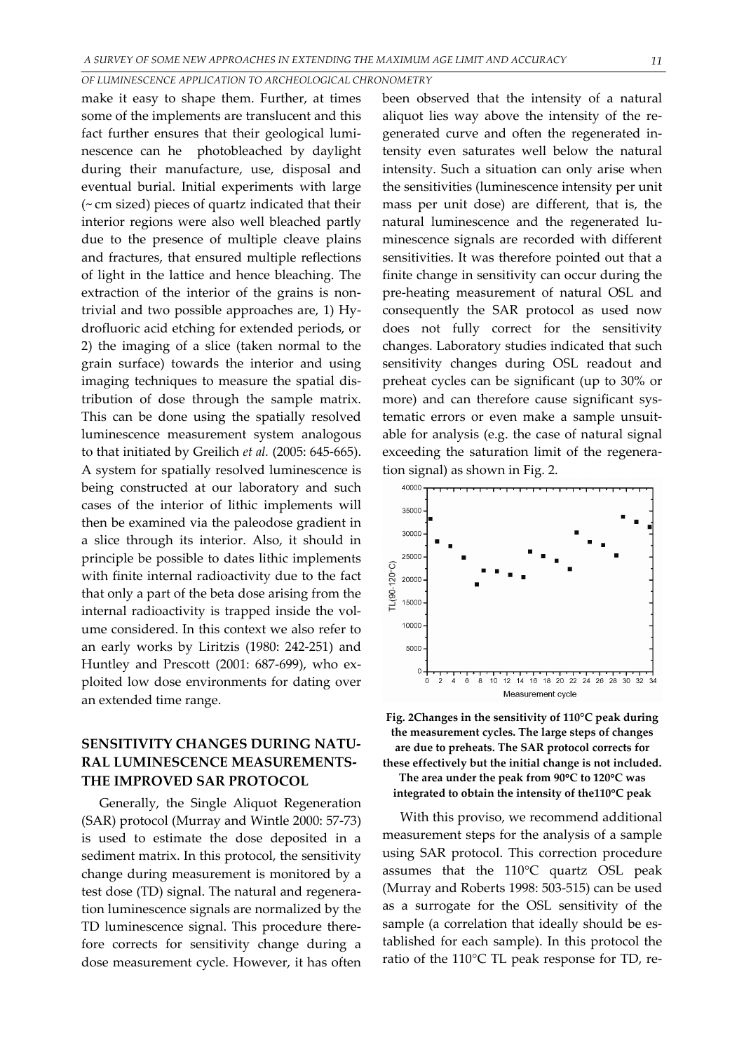make it easy to shape them. Further, at times some of the implements are translucent and this fact further ensures that their geological luminescence can he photobleached by daylight during their manufacture, use, disposal and eventual burial. Initial experiments with large (~ cm sized) pieces of quartz indicated that their interior regions were also well bleached partly due to the presence of multiple cleave plains and fractures, that ensured multiple reflections of light in the lattice and hence bleaching. The extraction of the interior of the grains is non-trivial and two possible approaches are, 1) Hydrofluoric acid etching for extended periods, or 2) the imaging of a slice (taken normal to the grain surface) towards the interior and using imaging techniques to measure the spatial distribution of dose through the sample matrix. This can be done using the spatially resolved luminescence measurement system analogous to that initiated by Greilich *et al.* (2005: 645-665). A system for spatially resolved luminescence is being constructed at our laboratory and such cases of the interior of lithic implements will then be examined via the paleodose gradient in a slice through its interior. Also, it should in principle be possible to dates lithic implements with finite internal radioactivity due to the fact that only a part of the beta dose arising from the internal radioactivity is trapped inside the volume considered. In this context we also refer to an early works by Liritzis (1980: 242-251) and Huntley and Prescott (2001: 687-699), who exploited low dose environments for dating over an extended time range.

## SENSITIVITY CHANGES DURING NATURAL LUMINESCENCE MEASUREMENTS-THE IMPROVED SAR PROTOCOL

Generally, the Single Aliquot Regeneration (SAR) protocol (Murray and Wintle 2000: 57-73) is used to estimate the dose deposited in a sediment matrix. In this protocol, the sensitivity change during measurement is monitored by a test dose (TD) signal. The natural and regeneration luminescence signals are normalized by the TD luminescence signal. This procedure therefore corrects for sensitivity change during a dose measurement cycle. However, it has often been observed that the intensity of a natural aliquot lies way above the intensity of the regenerated curve and often the regenerated intensity even saturates well below the natural intensity. Such a situation can only arise when the sensitivities (luminescence intensity per unit mass per unit dose) are different, that is, the natural luminescence and the regenerated luminescence signals are recorded with different sensitivities. It was therefore pointed out that a finite change in sensitivity can occur during the pre-heating measurement of natural OSL and consequently the SAR protocol as used now does not fully correct for the sensitivity changes. Laboratory studies indicated that such sensitivity changes during OSL readout and preheat cycles can be significant (up to 30% or more) and can therefore cause significant systematic errors or even make a sample unsuitable for analysis (e.g. the case of natural signal exceeding the saturation limit of the regeneration signal) as shown in Fig. 2.

**Fig. 2Changes in the sensitivity of 110°C peak during the measurement cycles. The large steps of changes are due to preheats. The SAR protocol corrects for these effectively but the initial change is not included. The area under the peak from 90°C to 120°C was integrated to obtain the intensity of the110°C peak**

With this proviso, we recommend additional measurement steps for the analysis of a sample using SAR protocol. This correction procedure assumes that the 110°C quartz OSL peak (Murray and Roberts 1998: 503-515) can be used as a surrogate for the OSL sensitivity of the sample (a correlation that ideally should be established for each sample). In this protocol the ratio of the 110°C TL peak response for TD, re-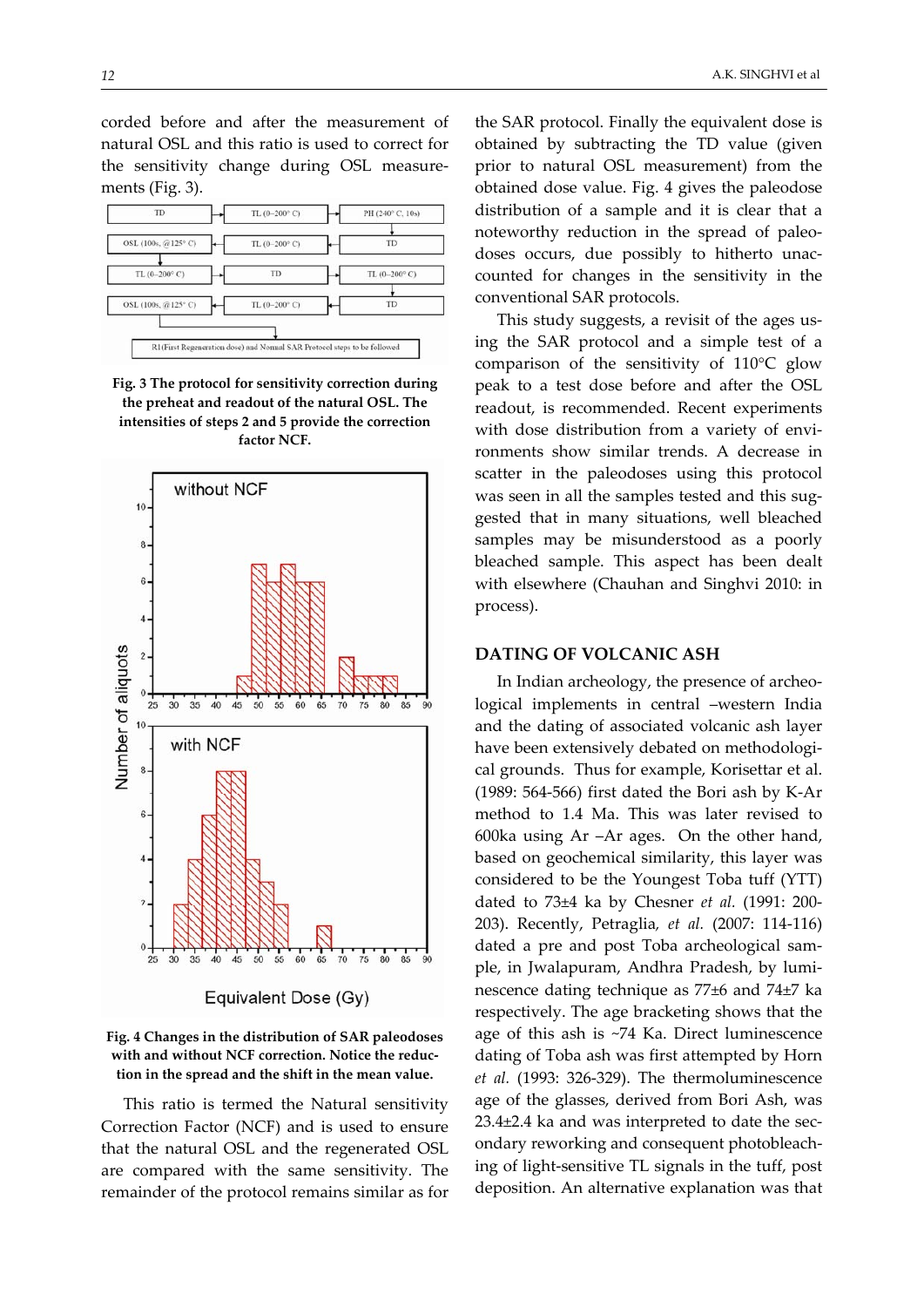corded before and after the measurement of natural OSL and this ratio is used to correct for the sensitivity change during OSL measurements (Fig. 3).

**Fig. 3 The protocol for sensitivity correction during the preheat and readout of the natural OSL. The intensities of steps 2 and 5 provide the correction factor NCF.**

**Fig. 4 Changes in the distribution of SAR paleodoses with and without NCF correction. Notice the reduction in the spread and the shift in the mean value.**

This ratio is termed the Natural sensitivity Correction Factor (NCF) and is used to ensure that the natural OSL and the regenerated OSL are compared with the same sensitivity. The remainder of the protocol remains similar as for the SAR protocol. Finally the equivalent dose is obtained by subtracting the TD value (given prior to natural OSL measurement) from the obtained dose value. Fig. 4 gives the paleodose distribution of a sample and it is clear that a noteworthy reduction in the spread of paleodoses occurs, due possibly to hitherto unaccounted for changes in the sensitivity in the conventional SAR protocols.

This study suggests, a revisit of the ages using the SAR protocol and a simple test of a comparison of the sensitivity of 110°C glow peak to a test dose before and after the OSL readout, is recommended. Recent experiments with dose distribution from a variety of environments show similar trends. A decrease in scatter in the paleodoses using this protocol was seen in all the samples tested and this suggested that in many situations, well bleached samples may be misunderstood as a poorly bleached sample. This aspect has been dealt with elsewhere (Chauhan and Singhvi 2010: in process).

## DATING OF VOLCANIC ASH

In Indian archeology, the presence of archeological implements in central –western India and the dating of associated volcanic ash layer have been extensively debated on methodological grounds. Thus for example, Korisettar et al. (1989: 564-566) first dated the Bori ash by K-Ar method to 1.4 Ma. This was later revised to 600ka using Ar –Ar ages. On the other hand, based on geochemical similarity, this layer was considered to be the Youngest Toba tuff (YTT) dated to 73±4 ka by Chesner *et al.* (1991: 200-203). Recently, Petraglia, *et al.* (2007: 114-116) dated a pre and post Toba archeological sample, in Jwalapuram, Andhra Pradesh, by luminescence dating technique as 77±6 and 74±7 ka respectively. The age bracketing shows that the age of this ash is ~74 Ka. Direct luminescence dating of Toba ash was first attempted by Horn *et al.* (1993: 326-329). The thermoluminescence age of the glasses, derived from Bori Ash, was 23.4±2.4 ka and was interpreted to date the secondary reworking and consequent photobleaching of light-sensitive TL signals in the tuff, post deposition. An alternative explanation was that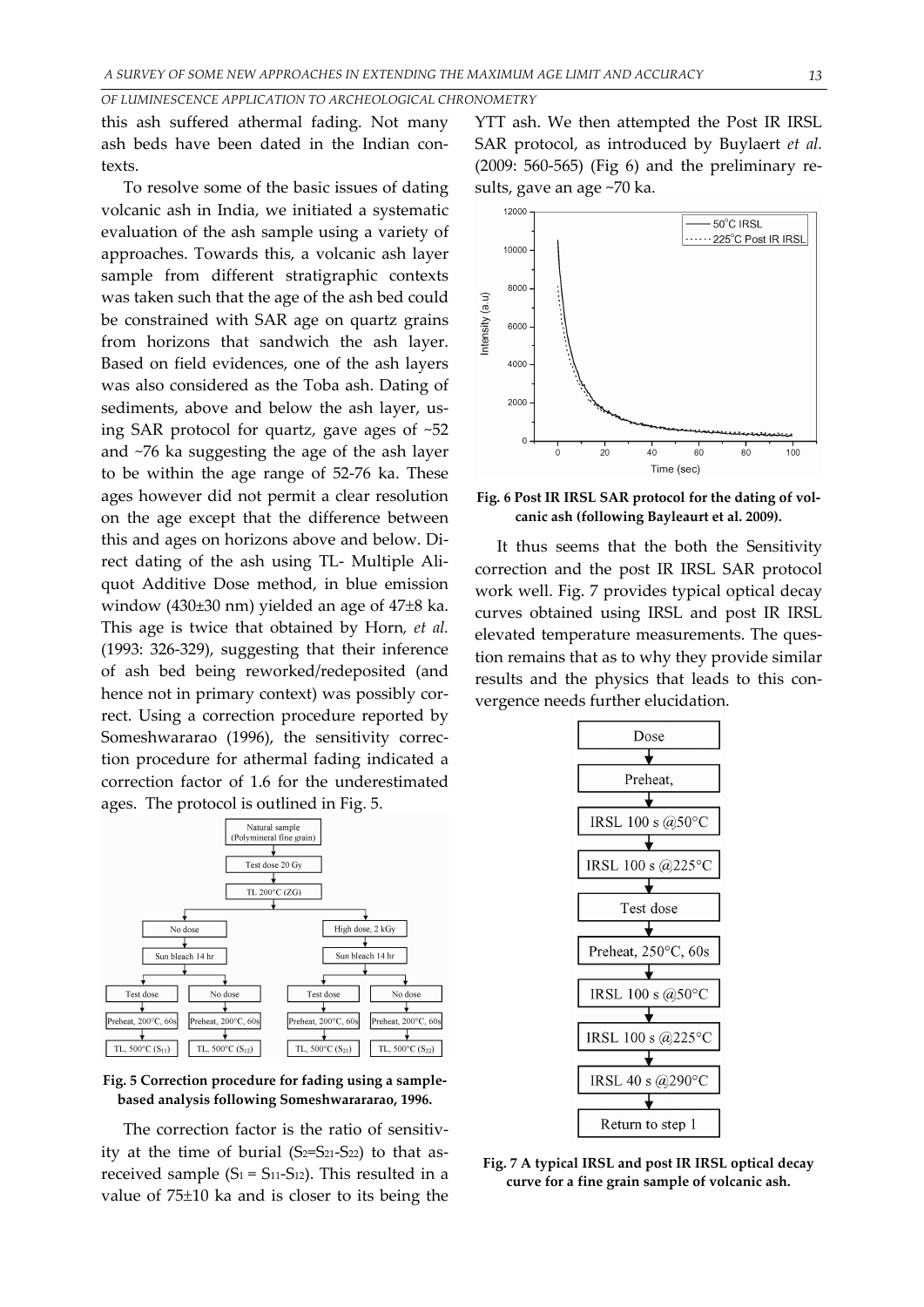this ash suffered athermal fading. Not many ash beds have been dated in the Indian contexts.

To resolve some of the basic issues of dating volcanic ash in India, we initiated a systematic evaluation of the ash sample using a variety of approaches. Towards this, a volcanic ash layer sample from different stratigraphic contexts was taken such that the age of the ash bed could be constrained with SAR age on quartz grains from horizons that sandwich the ash layer. Based on field evidences, one of the ash layers was also considered as the Toba ash. Dating of sediments, above and below the ash layer, using SAR protocol for quartz, gave ages of ~52 and ~76 ka suggesting the age of the ash layer to be within the age range of 52-76 ka. These ages however did not permit a clear resolution on the age except that the difference between this and ages on horizons above and below. Direct dating of the ash using TL- Multiple Aliquot Additive Dose method, in blue emission window (430±30 nm) yielded an age of 47±8 ka. This age is twice that obtained by Horn, *et al.* (1993: 326-329), suggesting that their inference of ash bed being reworked/redeposited (and hence not in primary context) was possibly correct. Using a correction procedure reported by Someshwararao (1996), the sensitivity correction procedure for athermal fading indicated a correction factor of 1.6 for the underestimated ages. The protocol is outlined in Fig. 5.

**Fig. 5 Correction procedure for fading using a sample-based analysis following Someshwarararao, 1996.**

The correction factor is the ratio of sensitivity at the time of burial ($S_2$=$S_{21}$-$S_{22}$) to that as-received sample ($S_1$ = $S_{11}$-$S_{12}$). This resulted in a value of 75±10 ka and is closer to its being the YTT ash. We then attempted the Post IR IRSL SAR protocol, as introduced by Buylaert *et al.* (2009: 560-565) (Fig 6) and the preliminary results, gave an age ~70 ka.

**Fig. 6 Post IR IRSL SAR protocol for the dating of volcanic ash (following Bayleaurt et al. 2009).**

It thus seems that the both the Sensitivity correction and the post IR IRSL SAR protocol work well. Fig. 7 provides typical optical decay curves obtained using IRSL and post IR IRSL elevated temperature measurements. The question remains that as to why they provide similar results and the physics that leads to this convergence needs further elucidation.

**Fig. 7 A typical IRSL and post IR IRSL optical decay curve for a fine grain sample of volcanic ash.**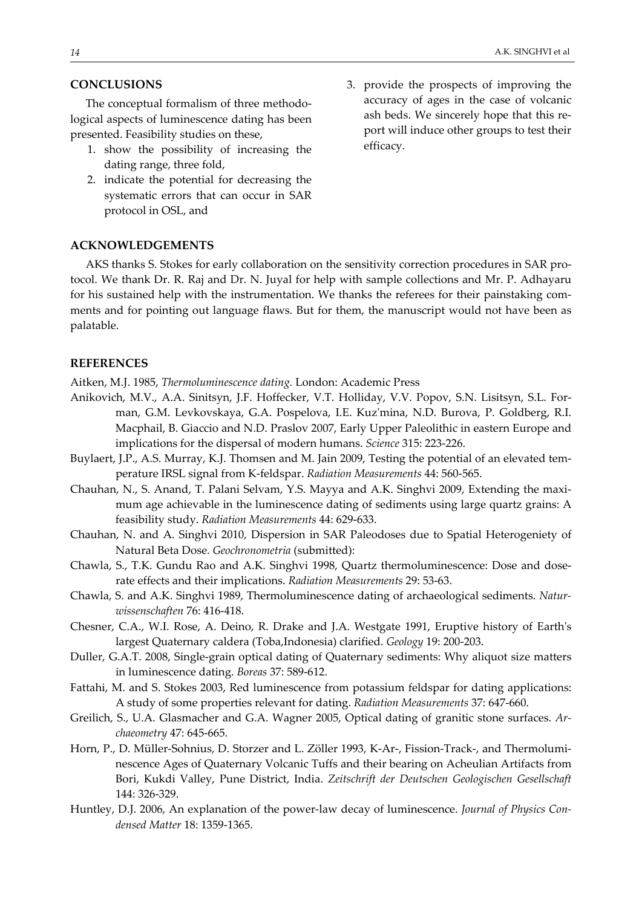## CONCLUSIONS

The conceptual formalism of three methodological aspects of luminescence dating has been presented. Feasibility studies on these,

1. show the possibility of increasing the dating range, three fold,
2. indicate the potential for decreasing the systematic errors that can occur in SAR protocol in OSL, and
3. provide the prospects of improving the accuracy of ages in the case of volcanic ash beds. We sincerely hope that this report will induce other groups to test their efficacy.

## ACKNOWLEDGEMENTS

AKS thanks S. Stokes for early collaboration on the sensitivity correction procedures in SAR protocol. We thank Dr. R. Raj and Dr. N. Juyal for help with sample collections and Mr. P. Adhayaru for his sustained help with the instrumentation. We thanks the referees for their painstaking comments and for pointing out language flaws. But for them, the manuscript would not have been as palatable.

## REFERENCES

Aitken, M.J. 1985, *Thermoluminescence dating.* London: Academic Press

Anikovich, M.V., A.A. Sinitsyn, J.F. Hoffecker, V.T. Holliday, V.V. Popov, S.N. Lisitsyn, S.L. Forman, G.M. Levkovskaya, G.A. Pospelova, I.E. Kuz'mina, N.D. Burova, P. Goldberg, R.I. Macphail, B. Giaccio and N.D. Praslov 2007, Early Upper Paleolithic in eastern Europe and implications for the dispersal of modern humans. *Science* 315: 223-226.

Buylaert, J.P., A.S. Murray, K.J. Thomsen and M. Jain 2009, Testing the potential of an elevated temperature IRSL signal from K-feldspar. *Radiation Measurements* 44: 560-565.

Chauhan, N., S. Anand, T. Palani Selvam, Y.S. Mayya and A.K. Singhvi 2009, Extending the maximum age achievable in the luminescence dating of sediments using large quartz grains: A feasibility study. *Radiation Measurements* 44: 629-633.

Chauhan, N. and A. Singhvi 2010, Dispersion in SAR Paleodoses due to Spatial Heterogeniety of Natural Beta Dose. *Geochronometria* (submitted):

Chawla, S., T.K. Gundu Rao and A.K. Singhvi 1998, Quartz thermoluminescence: Dose and dose-rate effects and their implications. *Radiation Measurements* 29: 53-63.

Chawla, S. and A.K. Singhvi 1989, Thermoluminescence dating of archaeological sediments. *Naturwissenschaften* 76: 416-418.

Chesner, C.A., W.I. Rose, A. Deino, R. Drake and J.A. Westgate 1991, Eruptive history of Earth's largest Quaternary caldera (Toba,Indonesia) clarified. *Geology* 19: 200-203.

Duller, G.A.T. 2008, Single-grain optical dating of Quaternary sediments: Why aliquot size matters in luminescence dating. *Boreas* 37: 589-612.

Fattahi, M. and S. Stokes 2003, Red luminescence from potassium feldspar for dating applications: A study of some properties relevant for dating. *Radiation Measurements* 37: 647-660.

Greilich, S., U.A. Glasmacher and G.A. Wagner 2005, Optical dating of granitic stone surfaces. *Archaeometry* 47: 645-665.

Horn, P., D. Müller-Sohnius, D. Storzer and L. Zöller 1993, K-Ar-, Fission-Track-, and Thermoluminescence Ages of Quaternary Volcanic Tuffs and their bearing on Acheulian Artifacts from Bori, Kukdi Valley, Pune District, India. *Zeitschrift der Deutschen Geologischen Gesellschaft* 144: 326-329.

Huntley, D.J. 2006, An explanation of the power-law decay of luminescence. *Journal of Physics Condensed Matter* 18: 1359-1365.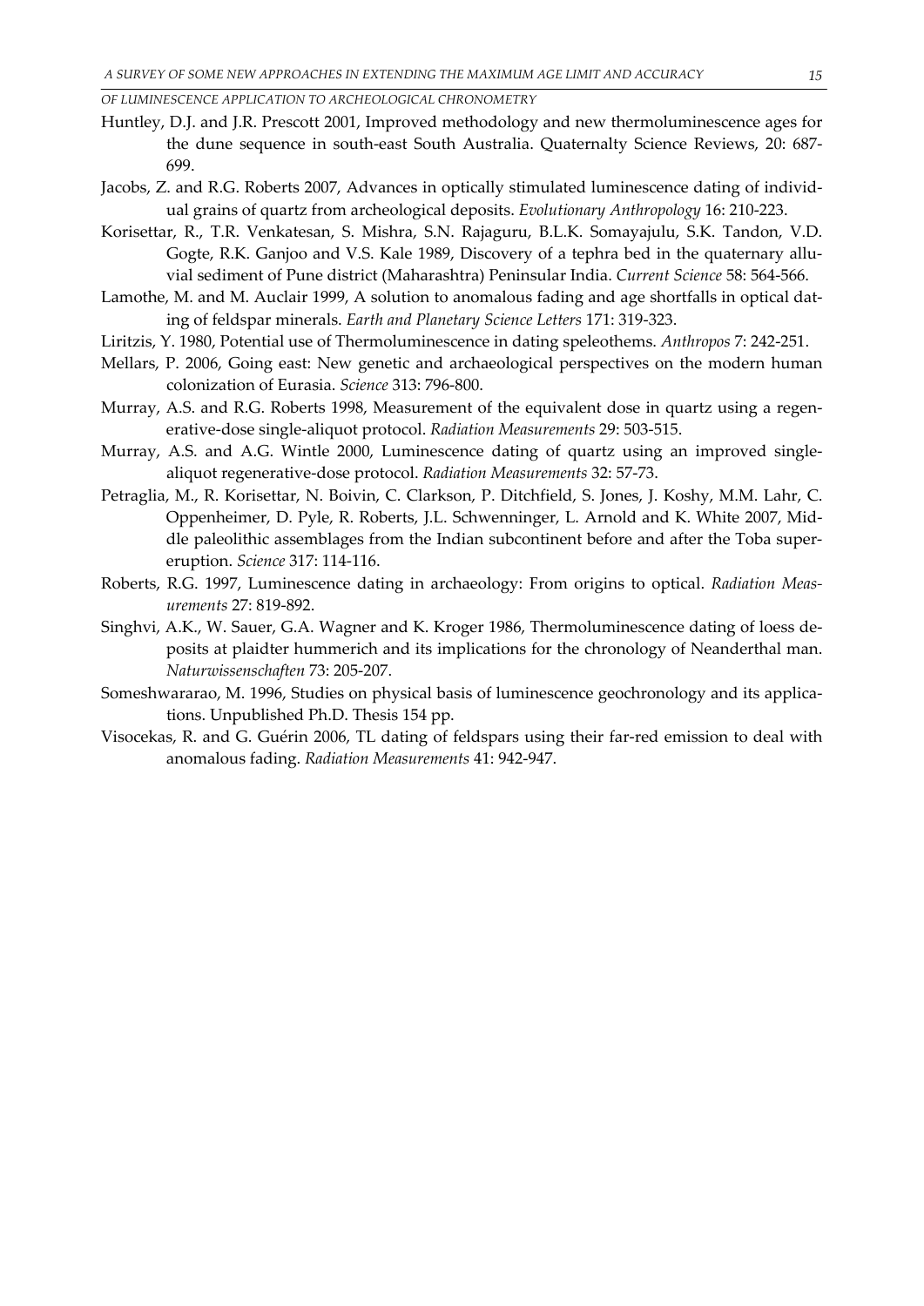Huntley, D.J. and J.R. Prescott 2001, Improved methodology and new thermoluminescence ages for the dune sequence in south-east South Australia. Quaternalty Science Reviews, 20: 687-699.

Jacobs, Z. and R.G. Roberts 2007, Advances in optically stimulated luminescence dating of individual grains of quartz from archeological deposits. *Evolutionary Anthropology* 16: 210-223.

Korisettar, R., T.R. Venkatesan, S. Mishra, S.N. Rajaguru, B.L.K. Somayajulu, S.K. Tandon, V.D. Gogte, R.K. Ganjoo and V.S. Kale 1989, Discovery of a tephra bed in the quaternary alluvial sediment of Pune district (Maharashtra) Peninsular India. *Current Science* 58: 564-566.

Lamothe, M. and M. Auclair 1999, A solution to anomalous fading and age shortfalls in optical dating of feldspar minerals. *Earth and Planetary Science Letters* 171: 319-323.

Liritzis, Y. 1980, Potential use of Thermoluminescence in dating speleothems. *Anthropos* 7: 242-251.

Mellars, P. 2006, Going east: New genetic and archaeological perspectives on the modern human colonization of Eurasia. *Science* 313: 796-800.

Murray, A.S. and R.G. Roberts 1998, Measurement of the equivalent dose in quartz using a regenerative-dose single-aliquot protocol. *Radiation Measurements* 29: 503-515.

Murray, A.S. and A.G. Wintle 2000, Luminescence dating of quartz using an improved single-aliquot regenerative-dose protocol. *Radiation Measurements* 32: 57-73.

Petraglia, M., R. Korisettar, N. Boivin, C. Clarkson, P. Ditchfield, S. Jones, J. Koshy, M.M. Lahr, C. Oppenheimer, D. Pyle, R. Roberts, J.L. Schwenninger, L. Arnold and K. White 2007, Middle paleolithic assemblages from the Indian subcontinent before and after the Toba super-eruption. *Science* 317: 114-116.

Roberts, R.G. 1997, Luminescence dating in archaeology: From origins to optical. *Radiation Measurements* 27: 819-892.

Singhvi, A.K., W. Sauer, G.A. Wagner and K. Kroger 1986, Thermoluminescence dating of loess deposits at plaidter hummerich and its implications for the chronology of Neanderthal man. *Naturwissenschaften* 73: 205-207.

Someshwararao, M. 1996, Studies on physical basis of luminescence geochronology and its applications. Unpublished Ph.D. Thesis 154 pp.

Visocekas, R. and G. Guérin 2006, TL dating of feldspars using their far-red emission to deal with anomalous fading. *Radiation Measurements* 41: 942-947.